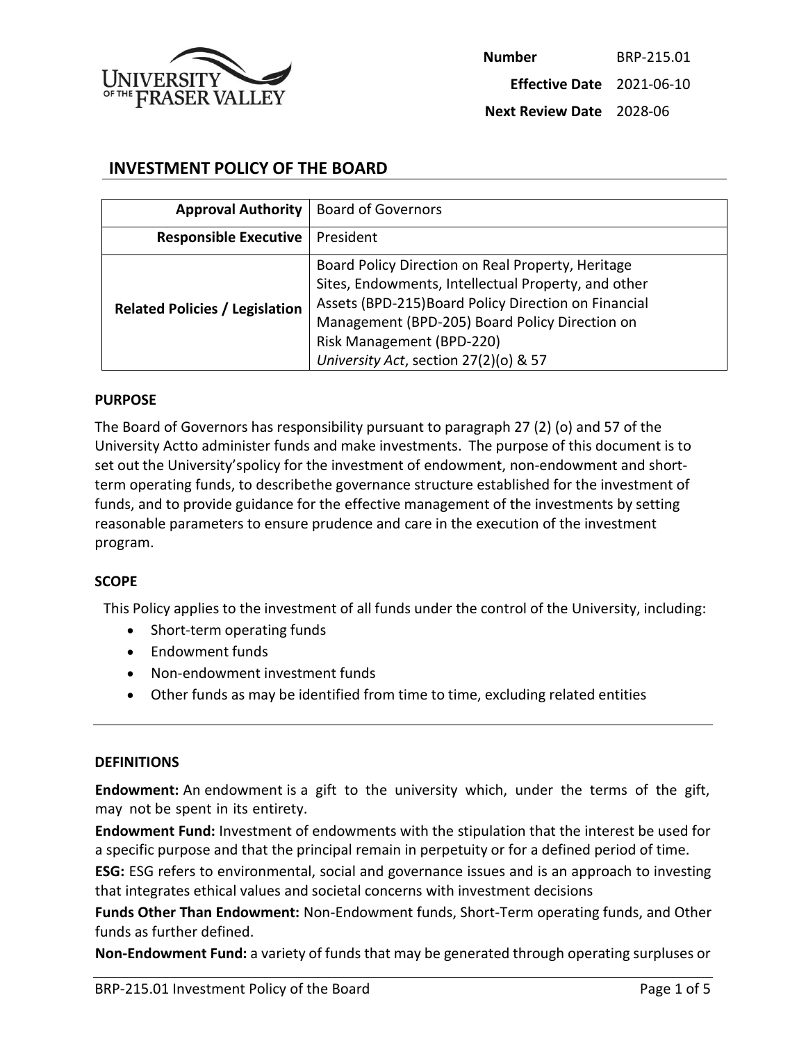| | |
|---|---|
| **Number** | BRP-215.01 |
| **Effective Date** | 2021-06-10 |
| **Next Review Date** | 2028-06 |

# INVESTMENT POLICY OF THE BOARD

| | |
|---|---|
| **Approval Authority** | Board of Governors |
| **Responsible Executive** | President |
| **Related Policies / Legislation** | Board Policy Direction on Real Property, Heritage Sites, Endowments, Intellectual Property, and other Assets (BPD-215)Board Policy Direction on Financial Management (BPD-205) Board Policy Direction on Risk Management (BPD-220)<br>*University Act*, section 27(2)(o) & 57 |

## PURPOSE

The Board of Governors has responsibility pursuant to paragraph 27 (2) (o) and 57 of the University Actto administer funds and make investments. The purpose of this document is to set out the University'spolicy for the investment of endowment, non-endowment and short-term operating funds, to describethe governance structure established for the investment of funds, and to provide guidance for the effective management of the investments by setting reasonable parameters to ensure prudence and care in the execution of the investment program.

## SCOPE

This Policy applies to the investment of all funds under the control of the University, including:

- Short-term operating funds
- Endowment funds
- Non-endowment investment funds
- Other funds as may be identified from time to time, excluding related entities

---

## DEFINITIONS

**Endowment:** An endowment is a gift to the university which, under the terms of the gift, may not be spent in its entirety.

**Endowment Fund:** Investment of endowments with the stipulation that the interest be used for a specific purpose and that the principal remain in perpetuity or for a defined period of time.

**ESG:** ESG refers to environmental, social and governance issues and is an approach to investing that integrates ethical values and societal concerns with investment decisions

**Funds Other Than Endowment:** Non-Endowment funds, Short-Term operating funds, and Other funds as further defined.

**Non-Endowment Fund:** a variety of funds that may be generated through operating surpluses or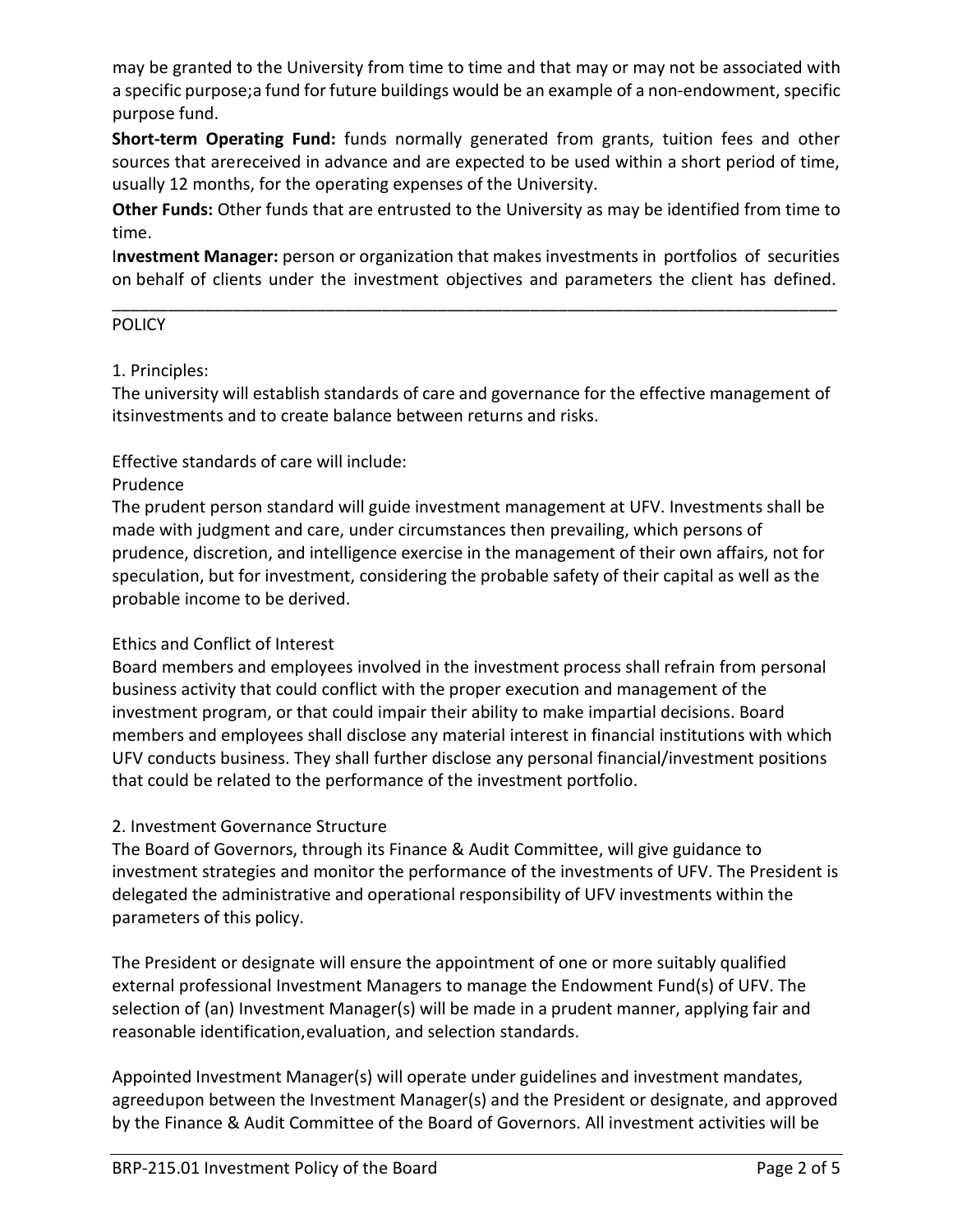may be granted to the University from time to time and that may or may not be associated with a specific purpose;a fund for future buildings would be an example of a non-endowment, specific purpose fund.

**Short-term Operating Fund:** funds normally generated from grants, tuition fees and other sources that arereceived in advance and are expected to be used within a short period of time, usually 12 months, for the operating expenses of the University.

**Other Funds:** Other funds that are entrusted to the University as may be identified from time to time.

I**nvestment Manager:** person or organization that makes investments in portfolios of securities on behalf of clients under the investment objectives and parameters the client has defined.

---

POLICY

1. Principles:

The university will establish standards of care and governance for the effective management of itsinvestments and to create balance between returns and risks.

Effective standards of care will include:

Prudence

The prudent person standard will guide investment management at UFV. Investments shall be made with judgment and care, under circumstances then prevailing, which persons of prudence, discretion, and intelligence exercise in the management of their own affairs, not for speculation, but for investment, considering the probable safety of their capital as well as the probable income to be derived.

Ethics and Conflict of Interest

Board members and employees involved in the investment process shall refrain from personal business activity that could conflict with the proper execution and management of the investment program, or that could impair their ability to make impartial decisions. Board members and employees shall disclose any material interest in financial institutions with which UFV conducts business. They shall further disclose any personal financial/investment positions that could be related to the performance of the investment portfolio.

2. Investment Governance Structure

The Board of Governors, through its Finance & Audit Committee, will give guidance to investment strategies and monitor the performance of the investments of UFV. The President is delegated the administrative and operational responsibility of UFV investments within the parameters of this policy.

The President or designate will ensure the appointment of one or more suitably qualified external professional Investment Managers to manage the Endowment Fund(s) of UFV. The selection of (an) Investment Manager(s) will be made in a prudent manner, applying fair and reasonable identification,evaluation, and selection standards.

Appointed Investment Manager(s) will operate under guidelines and investment mandates, agreedupon between the Investment Manager(s) and the President or designate, and approved by the Finance & Audit Committee of the Board of Governors. All investment activities will be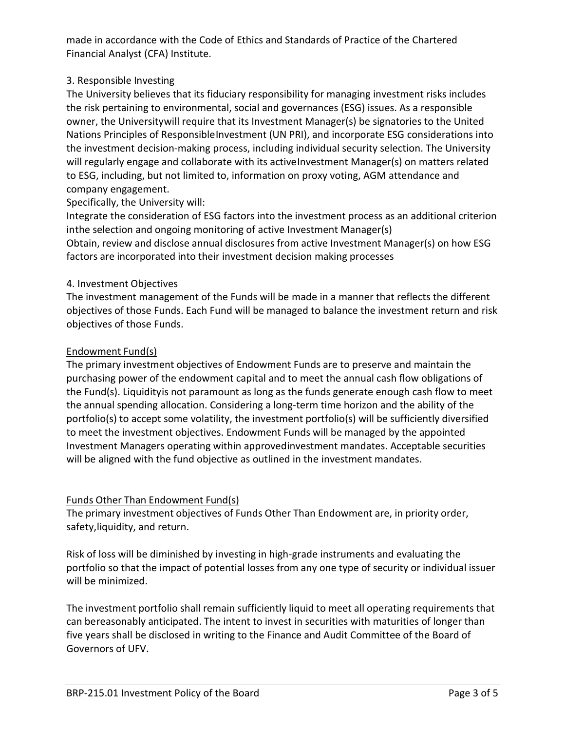made in accordance with the Code of Ethics and Standards of Practice of the Chartered Financial Analyst (CFA) Institute.

## 3. Responsible Investing

The University believes that its fiduciary responsibility for managing investment risks includes the risk pertaining to environmental, social and governances (ESG) issues. As a responsible owner, the Universitywill require that its Investment Manager(s) be signatories to the United Nations Principles of ResponsibleInvestment (UN PRI), and incorporate ESG considerations into the investment decision-making process, including individual security selection. The University will regularly engage and collaborate with its activeInvestment Manager(s) on matters related to ESG, including, but not limited to, information on proxy voting, AGM attendance and company engagement.

Specifically, the University will:

Integrate the consideration of ESG factors into the investment process as an additional criterion inthe selection and ongoing monitoring of active Investment Manager(s)

Obtain, review and disclose annual disclosures from active Investment Manager(s) on how ESG factors are incorporated into their investment decision making processes

## 4. Investment Objectives

The investment management of the Funds will be made in a manner that reflects the different objectives of those Funds. Each Fund will be managed to balance the investment return and risk objectives of those Funds.

### Endowment Fund(s)

The primary investment objectives of Endowment Funds are to preserve and maintain the purchasing power of the endowment capital and to meet the annual cash flow obligations of the Fund(s). Liquidityis not paramount as long as the funds generate enough cash flow to meet the annual spending allocation. Considering a long-term time horizon and the ability of the portfolio(s) to accept some volatility, the investment portfolio(s) will be sufficiently diversified to meet the investment objectives. Endowment Funds will be managed by the appointed Investment Managers operating within approvedinvestment mandates. Acceptable securities will be aligned with the fund objective as outlined in the investment mandates.

### Funds Other Than Endowment Fund(s)

The primary investment objectives of Funds Other Than Endowment are, in priority order, safety,liquidity, and return.

Risk of loss will be diminished by investing in high-grade instruments and evaluating the portfolio so that the impact of potential losses from any one type of security or individual issuer will be minimized.

The investment portfolio shall remain sufficiently liquid to meet all operating requirements that can bereasonably anticipated. The intent to invest in securities with maturities of longer than five years shall be disclosed in writing to the Finance and Audit Committee of the Board of Governors of UFV.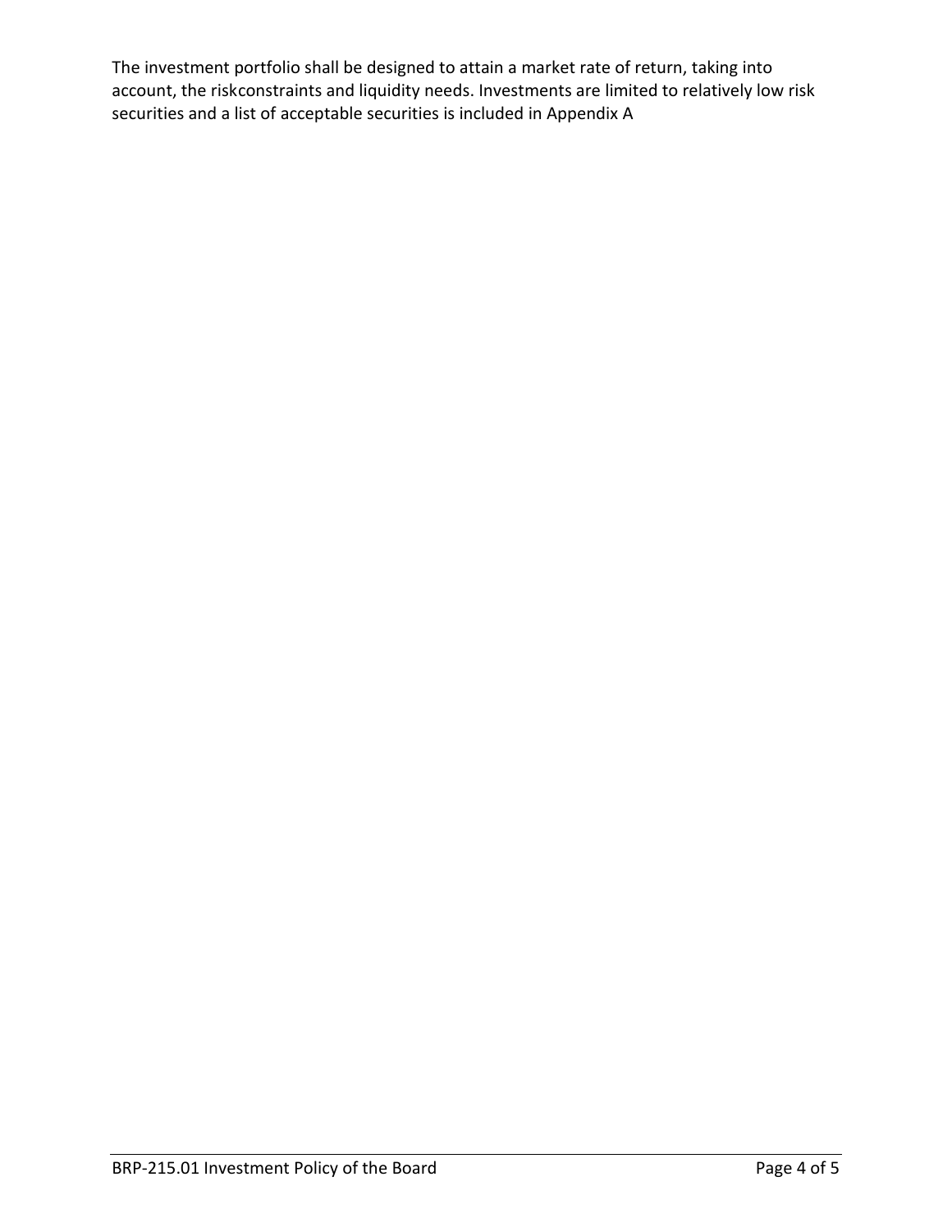The investment portfolio shall be designed to attain a market rate of return, taking into account, the riskconstraints and liquidity needs. Investments are limited to relatively low risk securities and a list of acceptable securities is included in Appendix A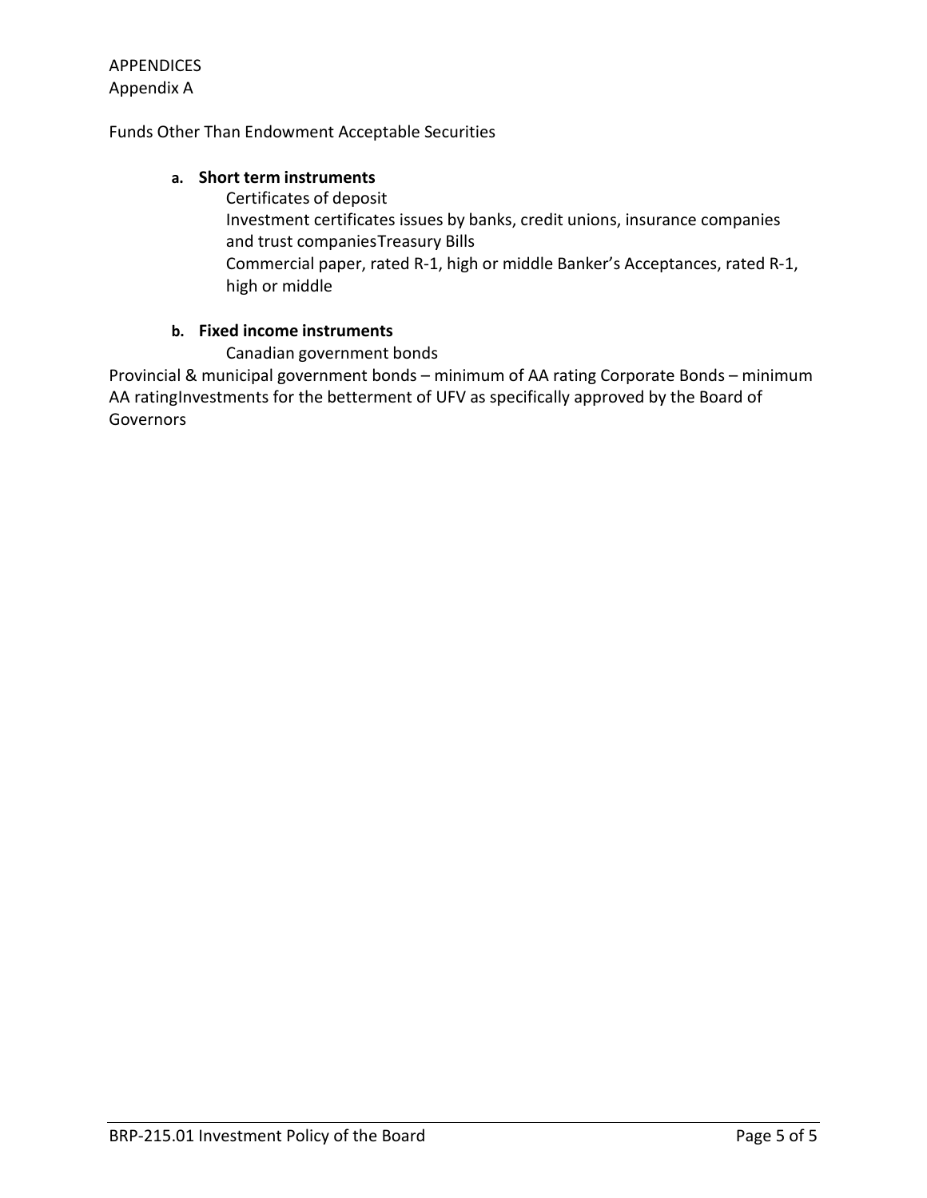APPENDICES

Appendix A

Funds Other Than Endowment Acceptable Securities

**a. Short term instruments**

Certificates of deposit

Investment certificates issues by banks, credit unions, insurance companies and trust companiesTreasury Bills

Commercial paper, rated R-1, high or middle Banker's Acceptances, rated R-1, high or middle

**b. Fixed income instruments**

Canadian government bonds

Provincial & municipal government bonds – minimum of AA rating Corporate Bonds – minimum AA ratingInvestments for the betterment of UFV as specifically approved by the Board of Governors